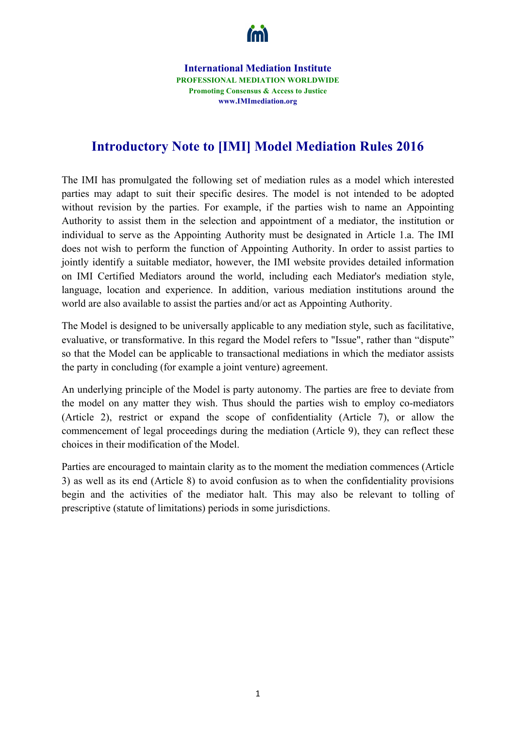**International Mediation Institute**
**PROFESSIONAL MEDIATION WORLDWIDE**
**Promoting Consensus & Access to Justice**
**www.IMImediation.org**

# Introductory Note to [IMI] Model Mediation Rules 2016

The IMI has promulgated the following set of mediation rules as a model which interested parties may adapt to suit their specific desires. The model is not intended to be adopted without revision by the parties. For example, if the parties wish to name an Appointing Authority to assist them in the selection and appointment of a mediator, the institution or individual to serve as the Appointing Authority must be designated in Article 1.a. The IMI does not wish to perform the function of Appointing Authority. In order to assist parties to jointly identify a suitable mediator, however, the IMI website provides detailed information on IMI Certified Mediators around the world, including each Mediator's mediation style, language, location and experience. In addition, various mediation institutions around the world are also available to assist the parties and/or act as Appointing Authority.

The Model is designed to be universally applicable to any mediation style, such as facilitative, evaluative, or transformative. In this regard the Model refers to "Issue", rather than "dispute" so that the Model can be applicable to transactional mediations in which the mediator assists the party in concluding (for example a joint venture) agreement.

An underlying principle of the Model is party autonomy. The parties are free to deviate from the model on any matter they wish. Thus should the parties wish to employ co-mediators (Article 2), restrict or expand the scope of confidentiality (Article 7), or allow the commencement of legal proceedings during the mediation (Article 9), they can reflect these choices in their modification of the Model.

Parties are encouraged to maintain clarity as to the moment the mediation commences (Article 3) as well as its end (Article 8) to avoid confusion as to when the confidentiality provisions begin and the activities of the mediator halt. This may also be relevant to tolling of prescriptive (statute of limitations) periods in some jurisdictions.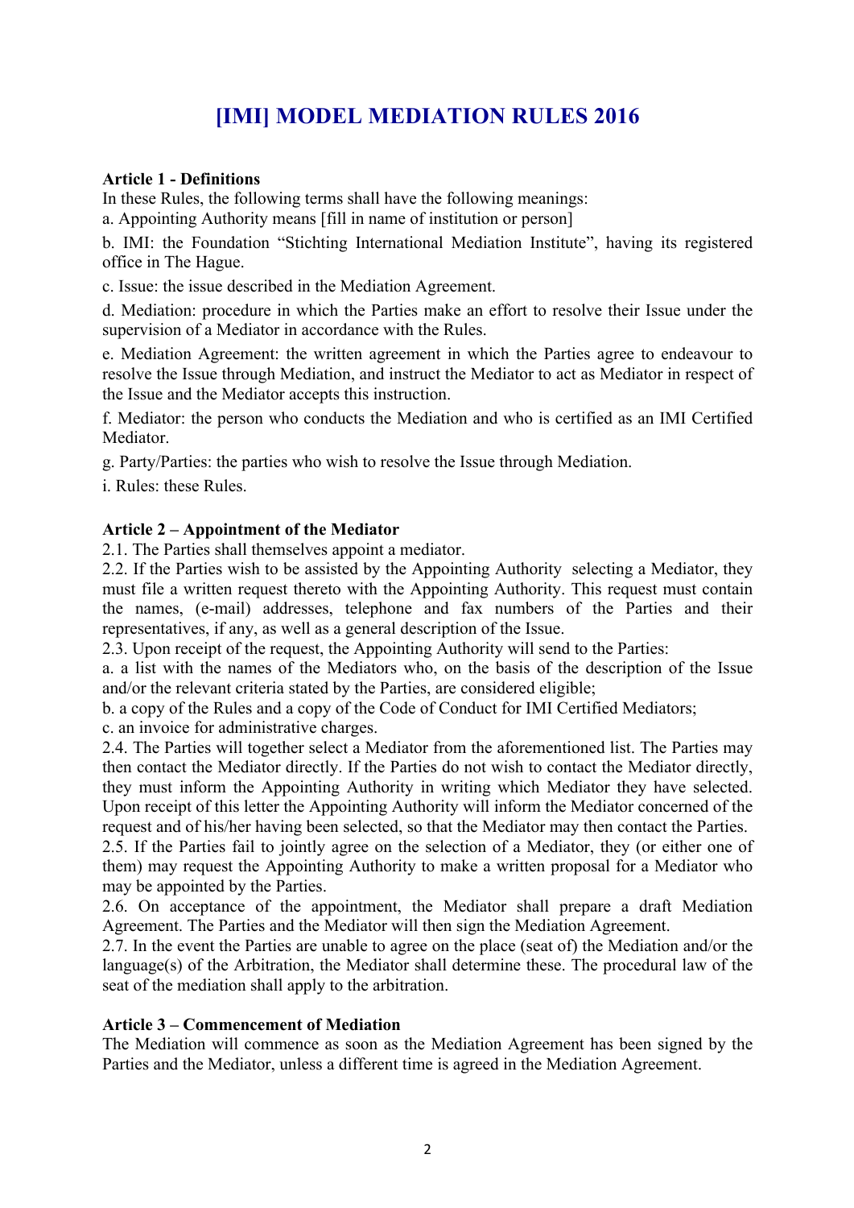# [IMI] MODEL MEDIATION RULES 2016

**Article 1 - Definitions**

In these Rules, the following terms shall have the following meanings:

a. Appointing Authority means [fill in name of institution or person]

b. IMI: the Foundation "Stichting International Mediation Institute", having its registered office in The Hague.

c. Issue: the issue described in the Mediation Agreement.

d. Mediation: procedure in which the Parties make an effort to resolve their Issue under the supervision of a Mediator in accordance with the Rules.

e. Mediation Agreement: the written agreement in which the Parties agree to endeavour to resolve the Issue through Mediation, and instruct the Mediator to act as Mediator in respect of the Issue and the Mediator accepts this instruction.

f. Mediator: the person who conducts the Mediation and who is certified as an IMI Certified Mediator.

g. Party/Parties: the parties who wish to resolve the Issue through Mediation.

i. Rules: these Rules.

**Article 2 – Appointment of the Mediator**

2.1. The Parties shall themselves appoint a mediator.

2.2. If the Parties wish to be assisted by the Appointing Authority selecting a Mediator, they must file a written request thereto with the Appointing Authority. This request must contain the names, (e-mail) addresses, telephone and fax numbers of the Parties and their representatives, if any, as well as a general description of the Issue.

2.3. Upon receipt of the request, the Appointing Authority will send to the Parties:

a. a list with the names of the Mediators who, on the basis of the description of the Issue and/or the relevant criteria stated by the Parties, are considered eligible;

b. a copy of the Rules and a copy of the Code of Conduct for IMI Certified Mediators;

c. an invoice for administrative charges.

2.4. The Parties will together select a Mediator from the aforementioned list. The Parties may then contact the Mediator directly. If the Parties do not wish to contact the Mediator directly, they must inform the Appointing Authority in writing which Mediator they have selected. Upon receipt of this letter the Appointing Authority will inform the Mediator concerned of the request and of his/her having been selected, so that the Mediator may then contact the Parties.

2.5. If the Parties fail to jointly agree on the selection of a Mediator, they (or either one of them) may request the Appointing Authority to make a written proposal for a Mediator who may be appointed by the Parties.

2.6. On acceptance of the appointment, the Mediator shall prepare a draft Mediation Agreement. The Parties and the Mediator will then sign the Mediation Agreement.

2.7. In the event the Parties are unable to agree on the place (seat of) the Mediation and/or the language(s) of the Arbitration, the Mediator shall determine these. The procedural law of the seat of the mediation shall apply to the arbitration.

**Article 3 – Commencement of Mediation**

The Mediation will commence as soon as the Mediation Agreement has been signed by the Parties and the Mediator, unless a different time is agreed in the Mediation Agreement.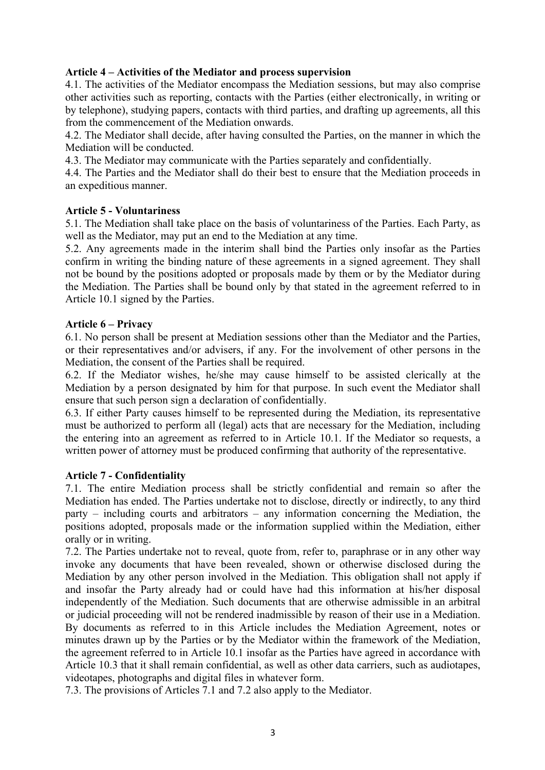**Article 4 – Activities of the Mediator and process supervision**

4.1. The activities of the Mediator encompass the Mediation sessions, but may also comprise other activities such as reporting, contacts with the Parties (either electronically, in writing or by telephone), studying papers, contacts with third parties, and drafting up agreements, all this from the commencement of the Mediation onwards.

4.2. The Mediator shall decide, after having consulted the Parties, on the manner in which the Mediation will be conducted.

4.3. The Mediator may communicate with the Parties separately and confidentially.

4.4. The Parties and the Mediator shall do their best to ensure that the Mediation proceeds in an expeditious manner.

**Article 5 - Voluntariness**

5.1. The Mediation shall take place on the basis of voluntariness of the Parties. Each Party, as well as the Mediator, may put an end to the Mediation at any time.

5.2. Any agreements made in the interim shall bind the Parties only insofar as the Parties confirm in writing the binding nature of these agreements in a signed agreement. They shall not be bound by the positions adopted or proposals made by them or by the Mediator during the Mediation. The Parties shall be bound only by that stated in the agreement referred to in Article 10.1 signed by the Parties.

**Article 6 – Privacy**

6.1. No person shall be present at Mediation sessions other than the Mediator and the Parties, or their representatives and/or advisers, if any. For the involvement of other persons in the Mediation, the consent of the Parties shall be required.

6.2. If the Mediator wishes, he/she may cause himself to be assisted clerically at the Mediation by a person designated by him for that purpose. In such event the Mediator shall ensure that such person sign a declaration of confidentially.

6.3. If either Party causes himself to be represented during the Mediation, its representative must be authorized to perform all (legal) acts that are necessary for the Mediation, including the entering into an agreement as referred to in Article 10.1. If the Mediator so requests, a written power of attorney must be produced confirming that authority of the representative.

**Article 7 - Confidentiality**

7.1. The entire Mediation process shall be strictly confidential and remain so after the Mediation has ended. The Parties undertake not to disclose, directly or indirectly, to any third party – including courts and arbitrators – any information concerning the Mediation, the positions adopted, proposals made or the information supplied within the Mediation, either orally or in writing.

7.2. The Parties undertake not to reveal, quote from, refer to, paraphrase or in any other way invoke any documents that have been revealed, shown or otherwise disclosed during the Mediation by any other person involved in the Mediation. This obligation shall not apply if and insofar the Party already had or could have had this information at his/her disposal independently of the Mediation. Such documents that are otherwise admissible in an arbitral or judicial proceeding will not be rendered inadmissible by reason of their use in a Mediation. By documents as referred to in this Article includes the Mediation Agreement, notes or minutes drawn up by the Parties or by the Mediator within the framework of the Mediation, the agreement referred to in Article 10.1 insofar as the Parties have agreed in accordance with Article 10.3 that it shall remain confidential, as well as other data carriers, such as audiotapes, videotapes, photographs and digital files in whatever form.

7.3. The provisions of Articles 7.1 and 7.2 also apply to the Mediator.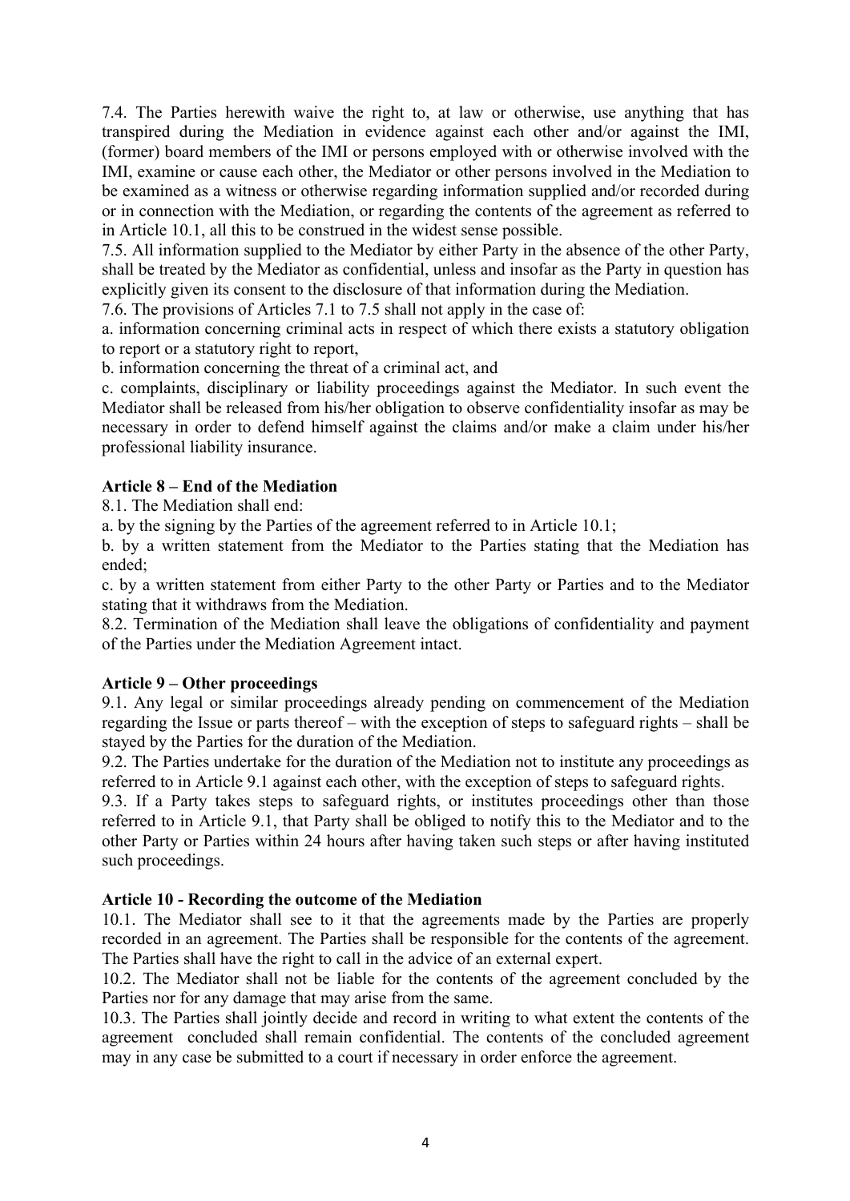7.4. The Parties herewith waive the right to, at law or otherwise, use anything that has transpired during the Mediation in evidence against each other and/or against the IMI, (former) board members of the IMI or persons employed with or otherwise involved with the IMI, examine or cause each other, the Mediator or other persons involved in the Mediation to be examined as a witness or otherwise regarding information supplied and/or recorded during or in connection with the Mediation, or regarding the contents of the agreement as referred to in Article 10.1, all this to be construed in the widest sense possible.

7.5. All information supplied to the Mediator by either Party in the absence of the other Party, shall be treated by the Mediator as confidential, unless and insofar as the Party in question has explicitly given its consent to the disclosure of that information during the Mediation.

7.6. The provisions of Articles 7.1 to 7.5 shall not apply in the case of:

a. information concerning criminal acts in respect of which there exists a statutory obligation to report or a statutory right to report,

b. information concerning the threat of a criminal act, and

c. complaints, disciplinary or liability proceedings against the Mediator. In such event the Mediator shall be released from his/her obligation to observe confidentiality insofar as may be necessary in order to defend himself against the claims and/or make a claim under his/her professional liability insurance.

**Article 8 – End of the Mediation**

8.1. The Mediation shall end:

a. by the signing by the Parties of the agreement referred to in Article 10.1;

b. by a written statement from the Mediator to the Parties stating that the Mediation has ended;

c. by a written statement from either Party to the other Party or Parties and to the Mediator stating that it withdraws from the Mediation.

8.2. Termination of the Mediation shall leave the obligations of confidentiality and payment of the Parties under the Mediation Agreement intact.

**Article 9 – Other proceedings**

9.1. Any legal or similar proceedings already pending on commencement of the Mediation regarding the Issue or parts thereof – with the exception of steps to safeguard rights – shall be stayed by the Parties for the duration of the Mediation.

9.2. The Parties undertake for the duration of the Mediation not to institute any proceedings as referred to in Article 9.1 against each other, with the exception of steps to safeguard rights.

9.3. If a Party takes steps to safeguard rights, or institutes proceedings other than those referred to in Article 9.1, that Party shall be obliged to notify this to the Mediator and to the other Party or Parties within 24 hours after having taken such steps or after having instituted such proceedings.

**Article 10 - Recording the outcome of the Mediation**

10.1. The Mediator shall see to it that the agreements made by the Parties are properly recorded in an agreement. The Parties shall be responsible for the contents of the agreement. The Parties shall have the right to call in the advice of an external expert.

10.2. The Mediator shall not be liable for the contents of the agreement concluded by the Parties nor for any damage that may arise from the same.

10.3. The Parties shall jointly decide and record in writing to what extent the contents of the agreement concluded shall remain confidential. The contents of the concluded agreement may in any case be submitted to a court if necessary in order enforce the agreement.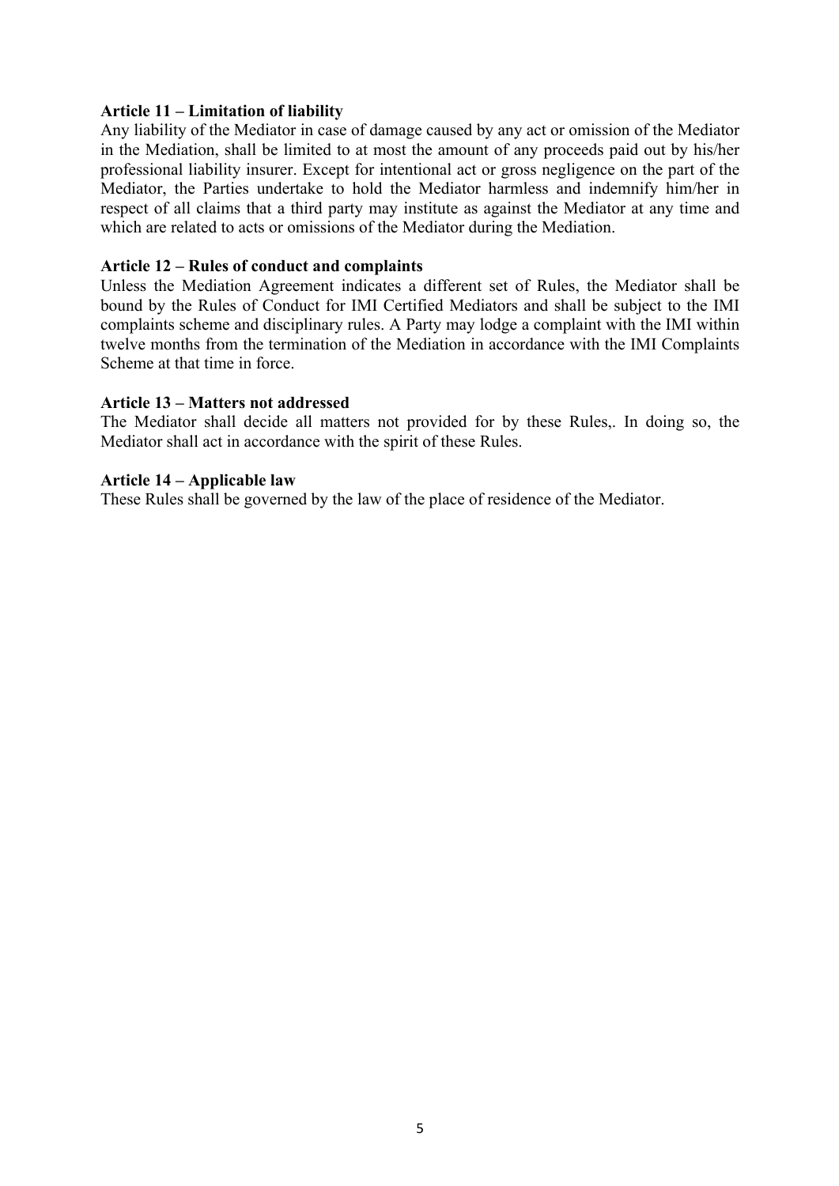**Article 11 – Limitation of liability**

Any liability of the Mediator in case of damage caused by any act or omission of the Mediator in the Mediation, shall be limited to at most the amount of any proceeds paid out by his/her professional liability insurer. Except for intentional act or gross negligence on the part of the Mediator, the Parties undertake to hold the Mediator harmless and indemnify him/her in respect of all claims that a third party may institute as against the Mediator at any time and which are related to acts or omissions of the Mediator during the Mediation.

**Article 12 – Rules of conduct and complaints**

Unless the Mediation Agreement indicates a different set of Rules, the Mediator shall be bound by the Rules of Conduct for IMI Certified Mediators and shall be subject to the IMI complaints scheme and disciplinary rules. A Party may lodge a complaint with the IMI within twelve months from the termination of the Mediation in accordance with the IMI Complaints Scheme at that time in force.

**Article 13 – Matters not addressed**

The Mediator shall decide all matters not provided for by these Rules,. In doing so, the Mediator shall act in accordance with the spirit of these Rules.

**Article 14 – Applicable law**

These Rules shall be governed by the law of the place of residence of the Mediator.